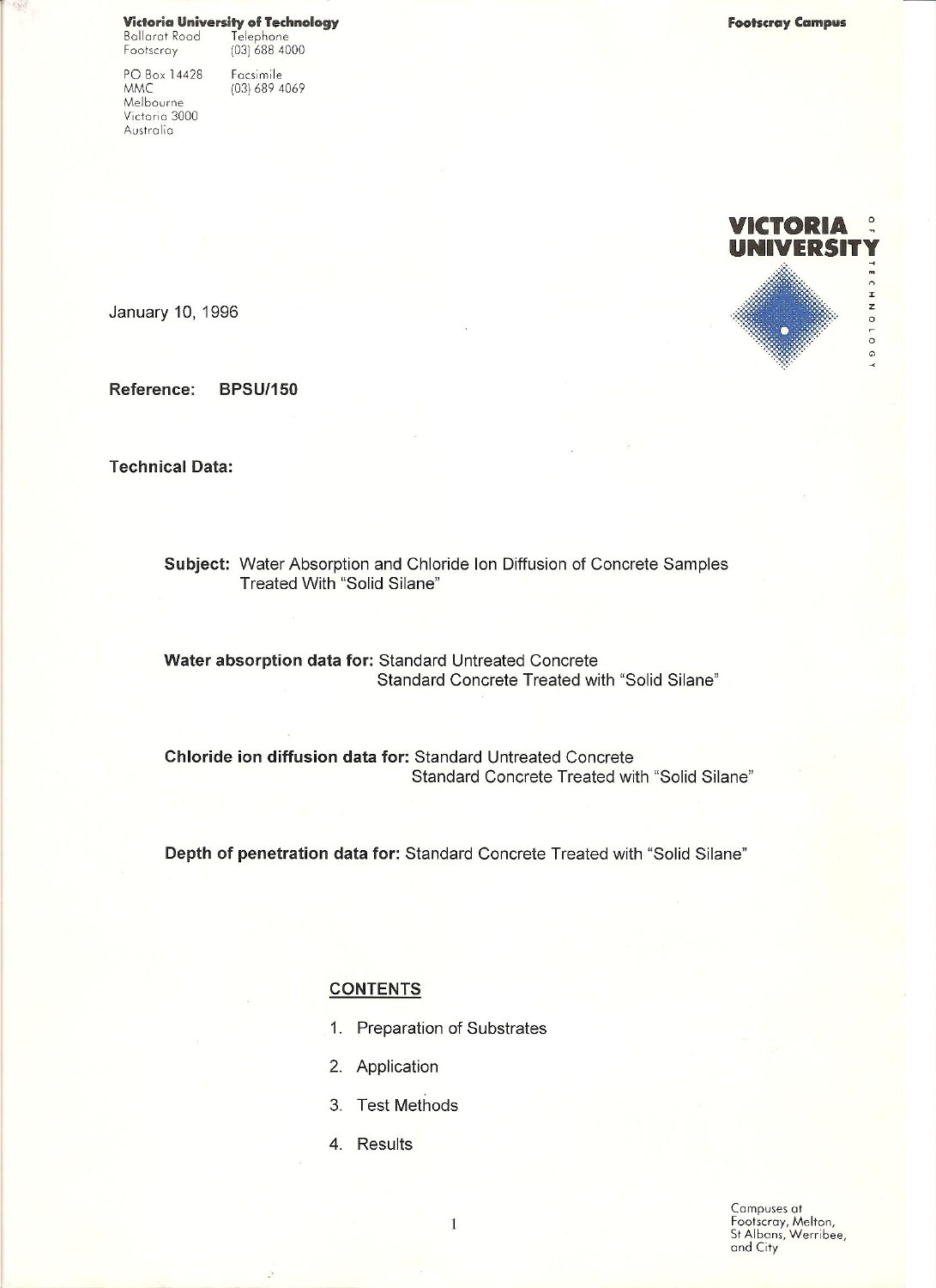**Victoria University of Technology**

Ballarat Road
Footscray

Telephone
(03) 688 4000

PO Box 14428
MMC
Melbourne
Victoria 3000
Australia

Facsimile
(03) 689 4069

**Footscray Campus**

VICTORIA UNIVERSITY OF TECHNOLOGY

January 10, 1996

**Reference: BPSU/150**

**Technical Data:**

**Subject:** Water Absorption and Chloride Ion Diffusion of Concrete Samples Treated With "Solid Silane"

**Water absorption data for:** Standard Untreated Concrete
Standard Concrete Treated with "Solid Silane"

**Chloride ion diffusion data for:** Standard Untreated Concrete
Standard Concrete Treated with "Solid Silane"

**Depth of penetration data for:** Standard Concrete Treated with "Solid Silane"

**CONTENTS**

1. Preparation of Substrates
2. Application
3. Test Methods
4. Results

Campuses at Footscray, Melton, St Albans, Werribee, and City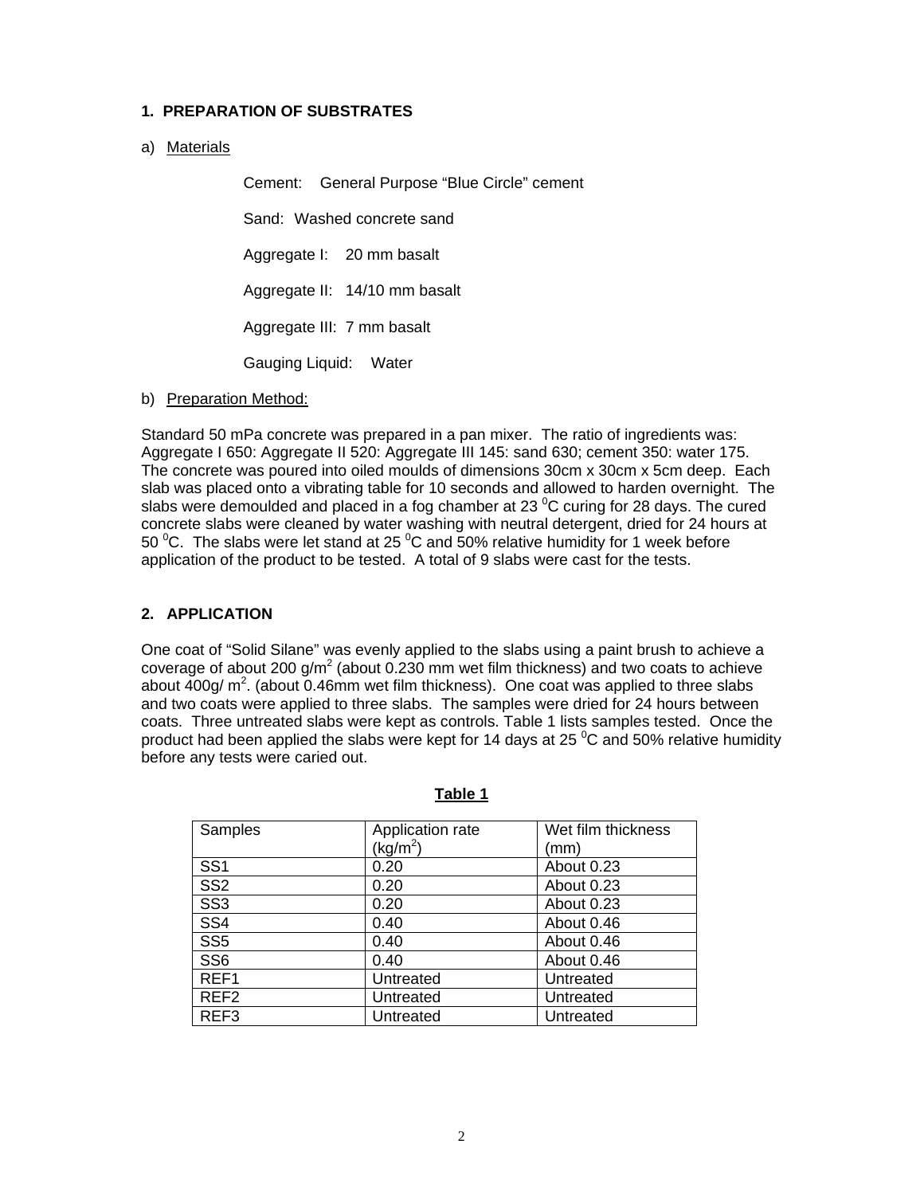## 1. PREPARATION OF SUBSTRATES

a) Materials

Cement: General Purpose “Blue Circle” cement

Sand: Washed concrete sand

Aggregate I: 20 mm basalt

Aggregate II: 14/10 mm basalt

Aggregate III: 7 mm basalt

Gauging Liquid: Water

b) Preparation Method:

Standard 50 mPa concrete was prepared in a pan mixer. The ratio of ingredients was: Aggregate I 650: Aggregate II 520: Aggregate III 145: sand 630; cement 350: water 175. The concrete was poured into oiled moulds of dimensions 30cm x 30cm x 5cm deep. Each slab was placed onto a vibrating table for 10 seconds and allowed to harden overnight. The slabs were demoulded and placed in a fog chamber at 23 $^0$C curing for 28 days. The cured concrete slabs were cleaned by water washing with neutral detergent, dried for 24 hours at 50 $^0$C. The slabs were let stand at 25 $^0$C and 50% relative humidity for 1 week before application of the product to be tested. A total of 9 slabs were cast for the tests.

## 2. APPLICATION

One coat of “Solid Silane” was evenly applied to the slabs using a paint brush to achieve a coverage of about 200 g/m$^2$ (about 0.230 mm wet film thickness) and two coats to achieve about 400g/ m$^2$. (about 0.46mm wet film thickness). One coat was applied to three slabs and two coats were applied to three slabs. The samples were dried for 24 hours between coats. Three untreated slabs were kept as controls. Table 1 lists samples tested. Once the product had been applied the slabs were kept for 14 days at 25 $^0$C and 50% relative humidity before any tests were caried out.

**Table 1**

| Samples | Application rate (kg/m$^2$) | Wet film thickness (mm) |
|---|---|---|
| SS1 | 0.20 | About 0.23 |
| SS2 | 0.20 | About 0.23 |
| SS3 | 0.20 | About 0.23 |
| SS4 | 0.40 | About 0.46 |
| SS5 | 0.40 | About 0.46 |
| SS6 | 0.40 | About 0.46 |
| REF1 | Untreated | Untreated |
| REF2 | Untreated | Untreated |
| REF3 | Untreated | Untreated |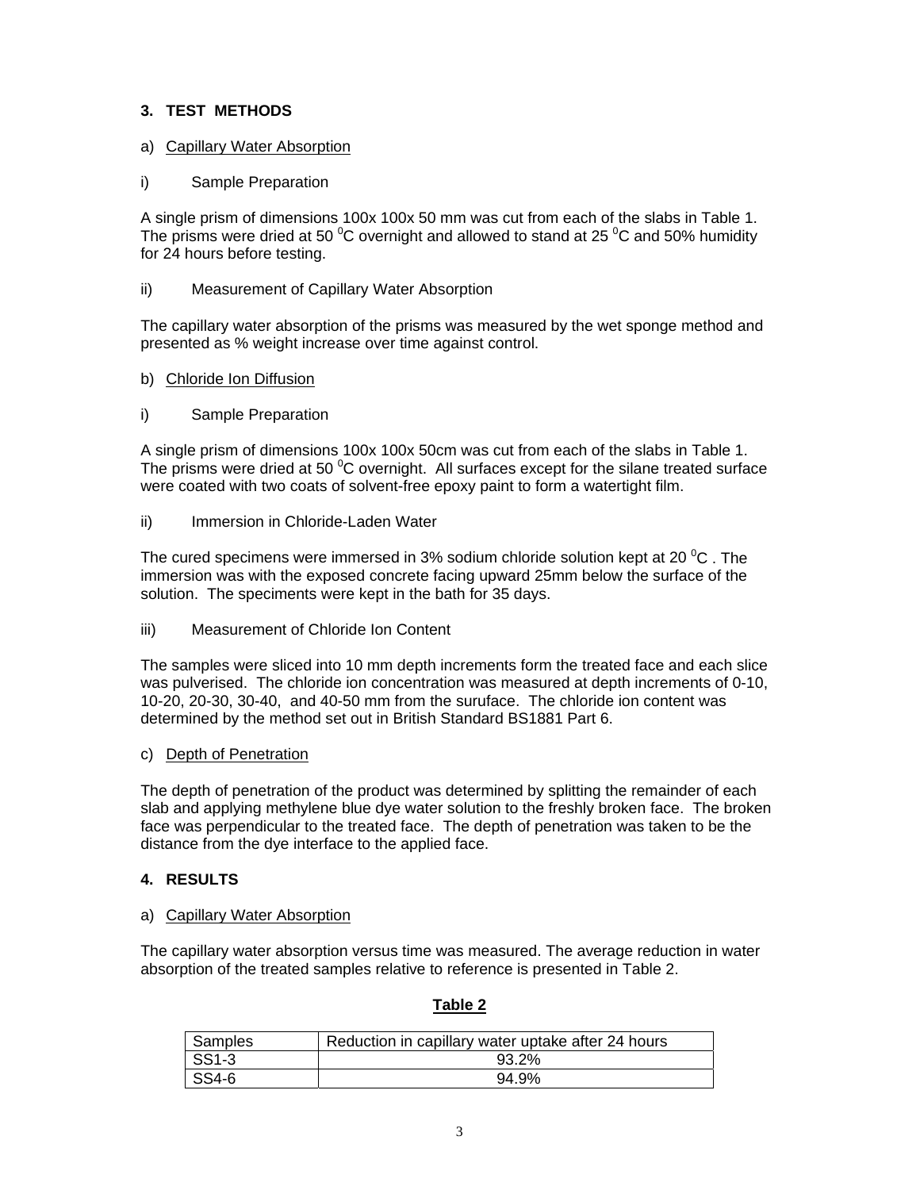## 3. TEST METHODS

a) Capillary Water Absorption

i) Sample Preparation

A single prism of dimensions 100x 100x 50 mm was cut from each of the slabs in Table 1. The prisms were dried at 50 $^0$C overnight and allowed to stand at 25 $^0$C and 50% humidity for 24 hours before testing.

ii) Measurement of Capillary Water Absorption

The capillary water absorption of the prisms was measured by the wet sponge method and presented as % weight increase over time against control.

b) Chloride Ion Diffusion

i) Sample Preparation

A single prism of dimensions 100x 100x 50cm was cut from each of the slabs in Table 1. The prisms were dried at 50 $^0$C overnight. All surfaces except for the silane treated surface were coated with two coats of solvent-free epoxy paint to form a watertight film.

ii) Immersion in Chloride-Laden Water

The cured specimens were immersed in 3% sodium chloride solution kept at 20 $^0$C . The immersion was with the exposed concrete facing upward 25mm below the surface of the solution. The speciments were kept in the bath for 35 days.

iii) Measurement of Chloride Ion Content

The samples were sliced into 10 mm depth increments form the treated face and each slice was pulverised. The chloride ion concentration was measured at depth increments of 0-10, 10-20, 20-30, 30-40, and 40-50 mm from the suruface. The chloride ion content was determined by the method set out in British Standard BS1881 Part 6.

c) Depth of Penetration

The depth of penetration of the product was determined by splitting the remainder of each slab and applying methylene blue dye water solution to the freshly broken face. The broken face was perpendicular to the treated face. The depth of penetration was taken to be the distance from the dye interface to the applied face.

## 4. RESULTS

a) Capillary Water Absorption

The capillary water absorption versus time was measured. The average reduction in water absorption of the treated samples relative to reference is presented in Table 2.

**Table 2**

| Samples | Reduction in capillary water uptake after 24 hours |
|---|---|
| SS1-3 | 93.2% |
| SS4-6 | 94.9% |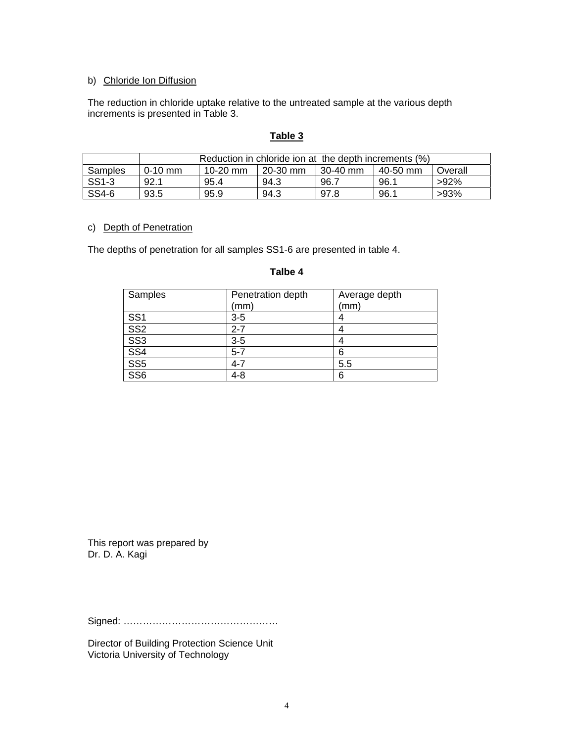b) Chloride Ion Diffusion

The reduction in chloride uptake relative to the untreated sample at the various depth increments is presented in Table 3.

**Table 3**

| | Reduction in chloride ion at the depth increments (%) | | | | | |
|---|---|---|---|---|---|---|
| Samples | 0-10 mm | 10-20 mm | 20-30 mm | 30-40 mm | 40-50 mm | Overall |
| SS1-3 | 92.1 | 95.4 | 94.3 | 96.7 | 96.1 | >92% |
| SS4-6 | 93.5 | 95.9 | 94.3 | 97.8 | 96.1 | >93% |

c) Depth of Penetration

The depths of penetration for all samples SS1-6 are presented in table 4.

**Talbe 4**

| Samples | Penetration depth (mm) | Average depth (mm) |
|---|---|---|
| SS1 | 3-5 | 4 |
| SS2 | 2-7 | 4 |
| SS3 | 3-5 | 4 |
| SS4 | 5-7 | 6 |
| SS5 | 4-7 | 5.5 |
| SS6 | 4-8 | 6 |

This report was prepared by
Dr. D. A. Kagi

Signed: ………………………………………….

Director of Building Protection Science Unit
Victoria University of Technology